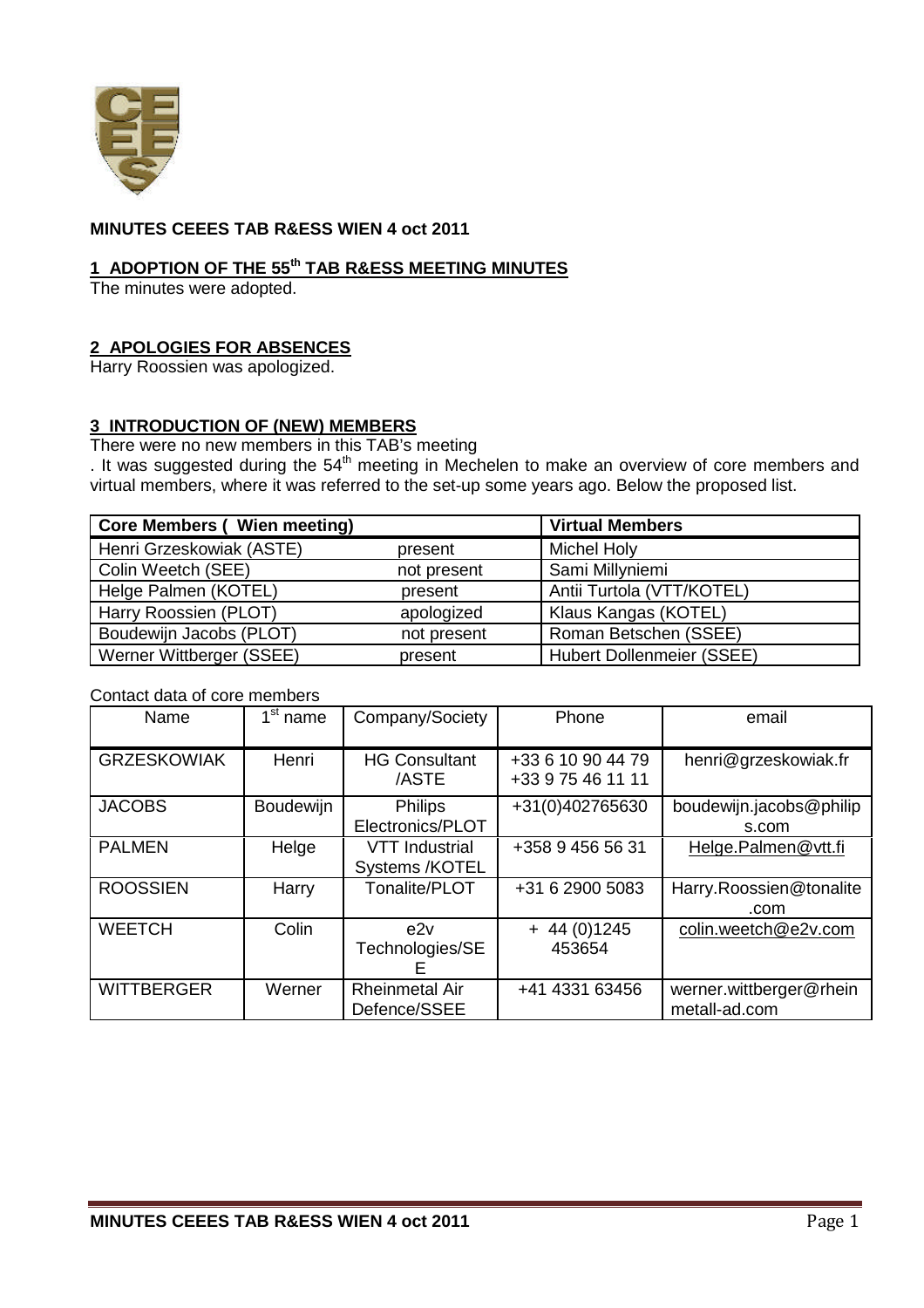**MINUTES CEEES TAB R&ESS WIEN 4 oct 2011**

## 1 ADOPTION OF THE 55th TAB R&ESS MEETING MINUTES

The minutes were adopted.

## 2 APOLOGIES FOR ABSENCES

Harry Roossien was apologized.

## 3 INTRODUCTION OF (NEW) MEMBERS

There were no new members in this TAB's meeting

. It was suggested during the 54th meeting in Mechelen to make an overview of core members and virtual members, where it was referred to the set-up some years ago. Below the proposed list.

| Core Members ( Wien meeting) | | Virtual Members |
|---|---|---|
| Henri Grzeskowiak (ASTE) | present | Michel Holy |
| Colin Weetch (SEE) | not present | Sami Millyniemi |
| Helge Palmen (KOTEL) | present | Antii Turtola (VTT/KOTEL) |
| Harry Roossien (PLOT) | apologized | Klaus Kangas (KOTEL) |
| Boudewijn Jacobs (PLOT) | not present | Roman Betschen (SSEE) |
| Werner Wittberger (SSEE) | present | Hubert Dollenmeier (SSEE) |

Contact data of core members

| Name | 1st name | Company/Society | Phone | email |
|---|---|---|---|---|
| GRZESKOWIAK | Henri | HG Consultant /ASTE | +33 6 10 90 44 79<br>+33 9 75 46 11 11 | henri@grzeskowiak.fr |
| JACOBS | Boudewijn | Philips Electronics/PLOT | +31(0)402765630 | boudewijn.jacobs@philips.com |
| PALMEN | Helge | VTT Industrial Systems /KOTEL | +358 9 456 56 31 | Helge.Palmen@vtt.fi |
| ROOSSIEN | Harry | Tonalite/PLOT | +31 6 2900 5083 | Harry.Roossien@tonalite.com |
| WEETCH | Colin | e2v Technologies/SEE | + 44 (0)1245 453654 | colin.weetch@e2v.com |
| WITTBERGER | Werner | Rheinmetal Air Defence/SSEE | +41 4331 63456 | werner.wittberger@rheinmetall-ad.com |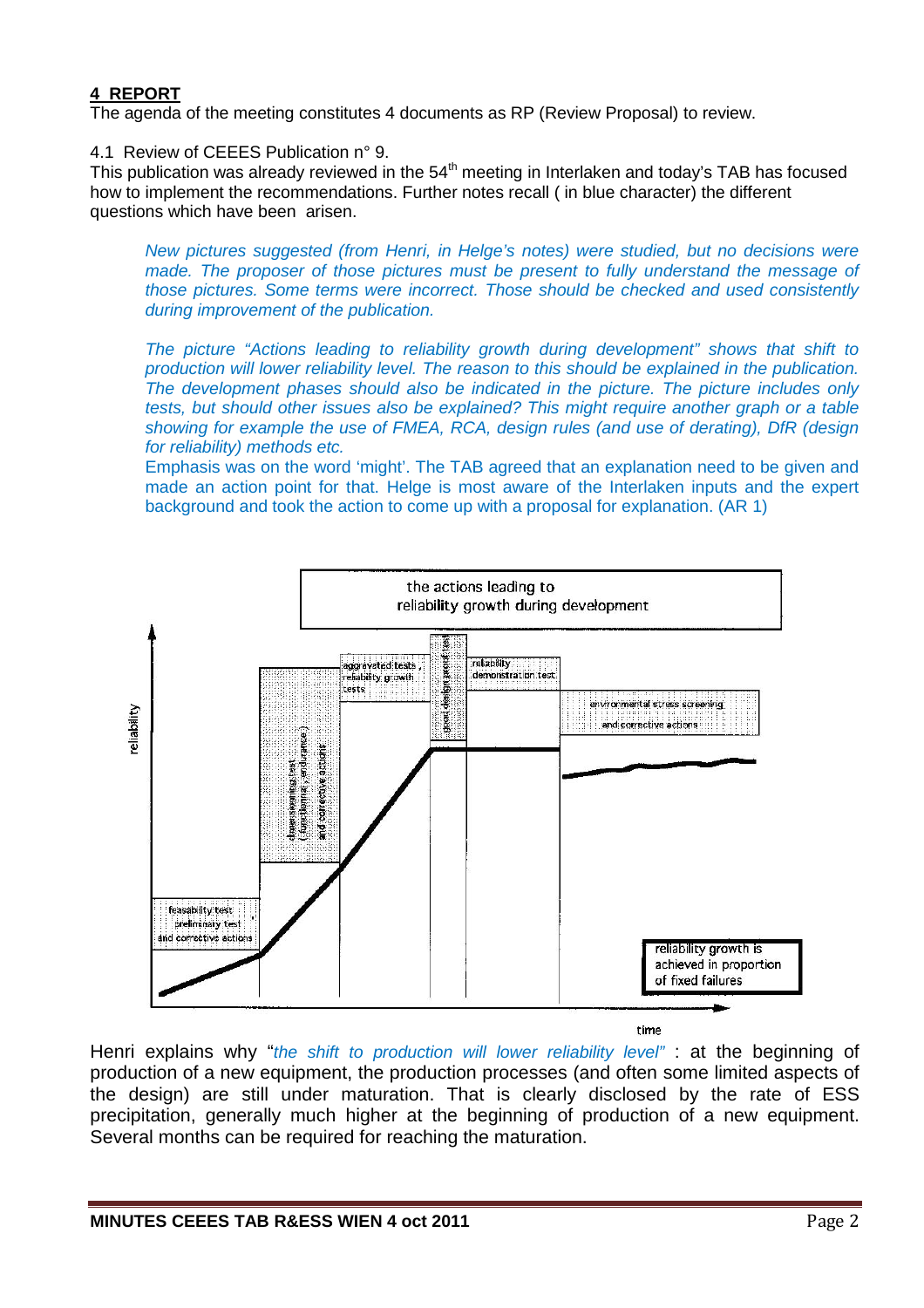## 4 REPORT

The agenda of the meeting constitutes 4 documents as RP (Review Proposal) to review.

4.1 Review of CEEES Publication n° 9.

This publication was already reviewed in the 54th meeting in Interlaken and today's TAB has focused how to implement the recommendations. Further notes recall ( in blue character) the different questions which have been arisen.

> *New pictures suggested (from Henri, in Helge's notes) were studied, but no decisions were made. The proposer of those pictures must be present to fully understand the message of those pictures. Some terms were incorrect. Those should be checked and used consistently during improvement of the publication.*
>
> *The picture "Actions leading to reliability growth during development" shows that shift to production will lower reliability level. The reason to this should be explained in the publication. The development phases should also be indicated in the picture. The picture includes only tests, but should other issues also be explained? This might require another graph or a table showing for example the use of FMEA, RCA, design rules (and use of derating), DfR (design for reliability) methods etc.*
>
> Emphasis was on the word 'might'. The TAB agreed that an explanation need to be given and made an action point for that. Helge is most aware of the Interlaken inputs and the expert background and took the action to come up with a proposal for explanation. (AR 1)

the actions leading to reliability growth during development

feasability test, preliminary test and corrective actions | close sensing test (functional, endurance) and corrective actions | aggravated tests, reliability growth tests | good design proof test | reliability demonstration test | environmental stress screening and corrective actions

reliability growth is achieved in proportion of fixed failures

reliability — time

Henri explains why "*the shift to production will lower reliability level*" : at the beginning of production of a new equipment, the production processes (and often some limited aspects of the design) are still under maturation. That is clearly disclosed by the rate of ESS precipitation, generally much higher at the beginning of production of a new equipment. Several months can be required for reaching the maturation.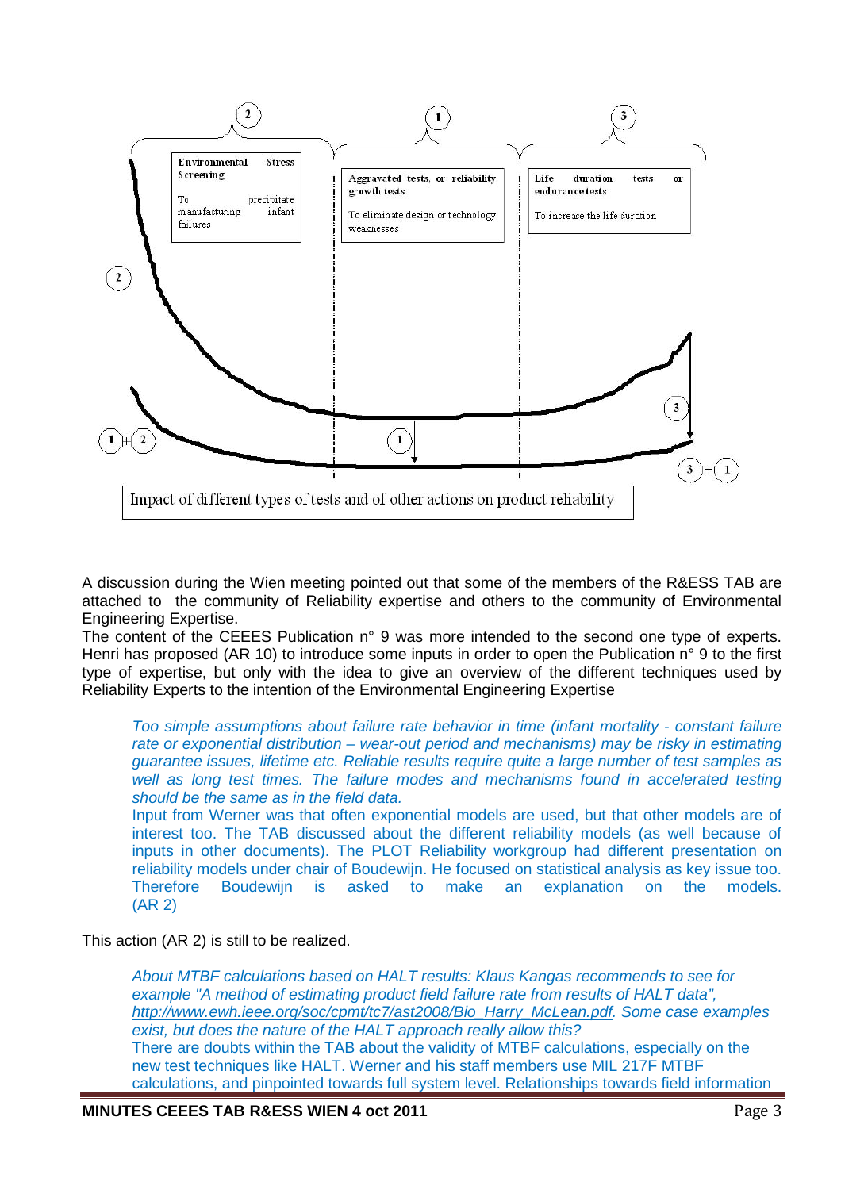Environmental Stress Screening

To precipitate manufacturing infant failures

Aggravated tests, or reliability growth tests

To eliminate design or technology weaknesses

Life duration tests or endurance tests

To increase the life duration

Impact of different types of tests and of other actions on product reliability

A discussion during the Wien meeting pointed out that some of the members of the R&ESS TAB are attached to the community of Reliability expertise and others to the community of Environmental Engineering Expertise.
The content of the CEEES Publication n° 9 was more intended to the second one type of experts. Henri has proposed (AR 10) to introduce some inputs in order to open the Publication n° 9 to the first type of expertise, but only with the idea to give an overview of the different techniques used by Reliability Experts to the intention of the Environmental Engineering Expertise

> *Too simple assumptions about failure rate behavior in time (infant mortality - constant failure rate or exponential distribution – wear-out period and mechanisms) may be risky in estimating guarantee issues, lifetime etc. Reliable results require quite a large number of test samples as well as long test times. The failure modes and mechanisms found in accelerated testing should be the same as in the field data.*
> Input from Werner was that often exponential models are used, but that other models are of interest too. The TAB discussed about the different reliability models (as well because of inputs in other documents). The PLOT Reliability workgroup had different presentation on reliability models under chair of Boudewijn. He focused on statistical analysis as key issue too. Therefore Boudewijn is asked to make an explanation on the models. (AR 2)

This action (AR 2) is still to be realized.

> *About MTBF calculations based on HALT results: Klaus Kangas recommends to see for example "A method of estimating product field failure rate from results of HALT data", http://www.ewh.ieee.org/soc/cpmt/tc7/ast2008/Bio_Harry_McLean.pdf. Some case examples exist, but does the nature of the HALT approach really allow this?*
> There are doubts within the TAB about the validity of MTBF calculations, especially on the new test techniques like HALT. Werner and his staff members use MIL 217F MTBF calculations, and pinpointed towards full system level. Relationships towards field information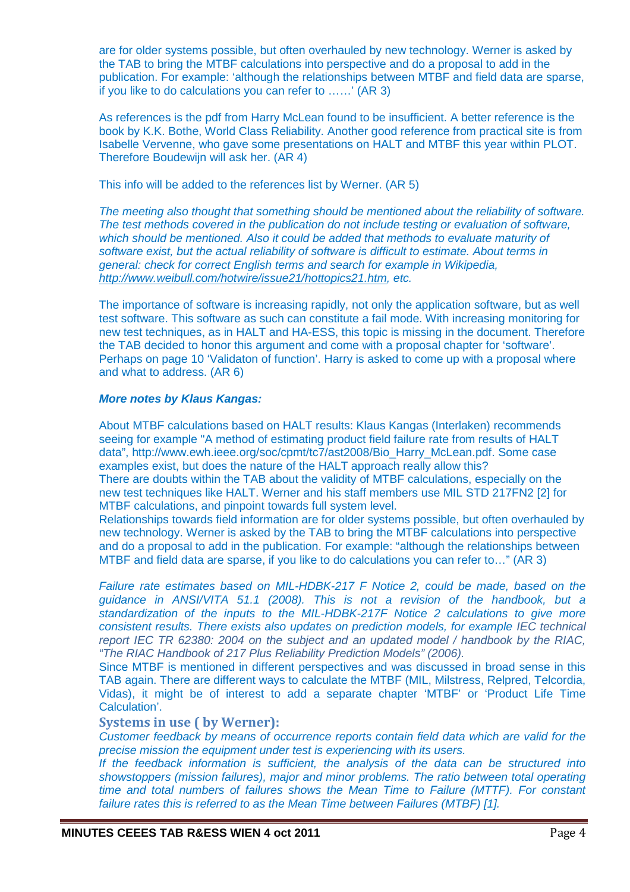are for older systems possible, but often overhauled by new technology. Werner is asked by the TAB to bring the MTBF calculations into perspective and do a proposal to add in the publication. For example: 'although the relationships between MTBF and field data are sparse, if you like to do calculations you can refer to ……' (AR 3)

As references is the pdf from Harry McLean found to be insufficient. A better reference is the book by K.K. Bothe, World Class Reliability. Another good reference from practical site is from Isabelle Vervenne, who gave some presentations on HALT and MTBF this year within PLOT. Therefore Boudewijn will ask her. (AR 4)

This info will be added to the references list by Werner. (AR 5)

*The meeting also thought that something should be mentioned about the reliability of software. The test methods covered in the publication do not include testing or evaluation of software, which should be mentioned. Also it could be added that methods to evaluate maturity of software exist, but the actual reliability of software is difficult to estimate. About terms in general: check for correct English terms and search for example in Wikipedia, http://www.weibull.com/hotwire/issue21/hottopics21.htm, etc.*

The importance of software is increasing rapidly, not only the application software, but as well test software. This software as such can constitute a fail mode. With increasing monitoring for new test techniques, as in HALT and HA-ESS, this topic is missing in the document. Therefore the TAB decided to honor this argument and come with a proposal chapter for 'software'. Perhaps on page 10 'Validaton of function'. Harry is asked to come up with a proposal where and what to address. (AR 6)

***More notes by Klaus Kangas:***

About MTBF calculations based on HALT results: Klaus Kangas (Interlaken) recommends seeing for example "A method of estimating product field failure rate from results of HALT data", http://www.ewh.ieee.org/soc/cpmt/tc7/ast2008/Bio_Harry_McLean.pdf. Some case examples exist, but does the nature of the HALT approach really allow this?
There are doubts within the TAB about the validity of MTBF calculations, especially on the new test techniques like HALT. Werner and his staff members use MIL STD 217FN2 [2] for MTBF calculations, and pinpoint towards full system level.
Relationships towards field information are for older systems possible, but often overhauled by new technology. Werner is asked by the TAB to bring the MTBF calculations into perspective and do a proposal to add in the publication. For example: "although the relationships between MTBF and field data are sparse, if you like to do calculations you can refer to…" (AR 3)

*Failure rate estimates based on MIL-HDBK-217 F Notice 2, could be made, based on the guidance in ANSI/VITA 51.1 (2008). This is not a revision of the handbook, but a standardization of the inputs to the MIL-HDBK-217F Notice 2 calculations to give more consistent results. There exists also updates on prediction models, for example IEC technical report IEC TR 62380: 2004 on the subject and an updated model / handbook by the RIAC, "The RIAC Handbook of 217 Plus Reliability Prediction Models" (2006).*

Since MTBF is mentioned in different perspectives and was discussed in broad sense in this TAB again. There are different ways to calculate the MTBF (MIL, Milstress, Relpred, Telcordia, Vidas), it might be of interest to add a separate chapter 'MTBF' or 'Product Life Time Calculation'.

**Systems in use ( by Werner):**

*Customer feedback by means of occurrence reports contain field data which are valid for the precise mission the equipment under test is experiencing with its users.*

*If the feedback information is sufficient, the analysis of the data can be structured into showstoppers (mission failures), major and minor problems. The ratio between total operating time and total numbers of failures shows the Mean Time to Failure (MTTF). For constant failure rates this is referred to as the Mean Time between Failures (MTBF) [1].*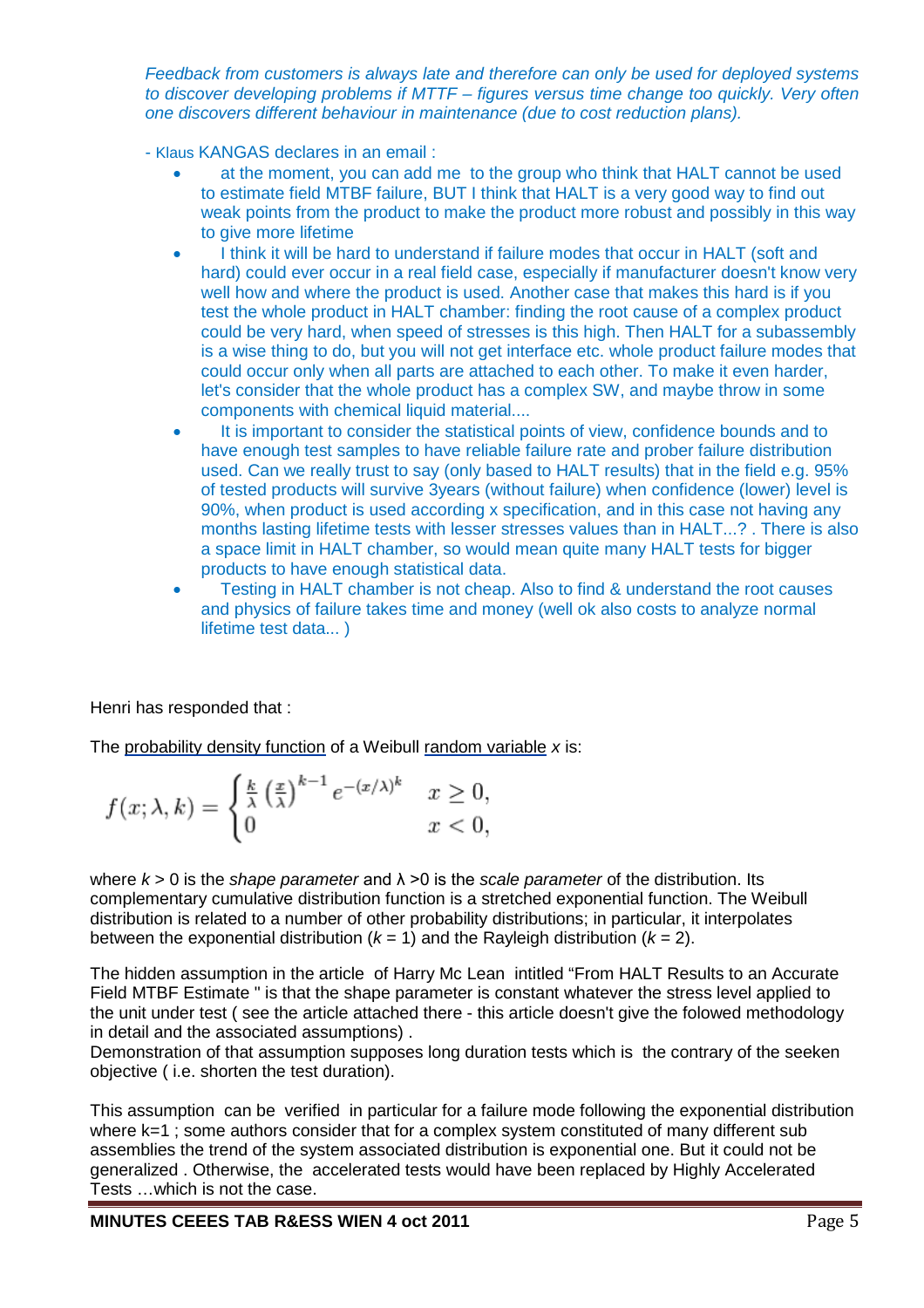*Feedback from customers is always late and therefore can only be used for deployed systems to discover developing problems if MTTF – figures versus time change too quickly. Very often one discovers different behaviour in maintenance (due to cost reduction plans).*

- Klaus KANGAS declares in an email :

- at the moment, you can add me to the group who think that HALT cannot be used to estimate field MTBF failure, BUT I think that HALT is a very good way to find out weak points from the product to make the product more robust and possibly in this way to give more lifetime
- I think it will be hard to understand if failure modes that occur in HALT (soft and hard) could ever occur in a real field case, especially if manufacturer doesn't know very well how and where the product is used. Another case that makes this hard is if you test the whole product in HALT chamber: finding the root cause of a complex product could be very hard, when speed of stresses is this high. Then HALT for a subassembly is a wise thing to do, but you will not get interface etc. whole product failure modes that could occur only when all parts are attached to each other. To make it even harder, let's consider that the whole product has a complex SW, and maybe throw in some components with chemical liquid material....
- It is important to consider the statistical points of view, confidence bounds and to have enough test samples to have reliable failure rate and prober failure distribution used. Can we really trust to say (only based to HALT results) that in the field e.g. 95% of tested products will survive 3years (without failure) when confidence (lower) level is 90%, when product is used according x specification, and in this case not having any months lasting lifetime tests with lesser stresses values than in HALT...? . There is also a space limit in HALT chamber, so would mean quite many HALT tests for bigger products to have enough statistical data.
- Testing in HALT chamber is not cheap. Also to find & understand the root causes and physics of failure takes time and money (well ok also costs to analyze normal lifetime test data... )

Henri has responded that :

The probability density function of a Weibull random variable *x* is:

$$f(x;\lambda,k) = \begin{cases} \frac{k}{\lambda}\left(\frac{x}{\lambda}\right)^{k-1} e^{-(x/\lambda)^k} & x \geq 0, \\ 0 & x < 0, \end{cases}$$

where $k > 0$ is the *shape parameter* and $\lambda > 0$ is the *scale parameter* of the distribution. Its complementary cumulative distribution function is a stretched exponential function. The Weibull distribution is related to a number of other probability distributions; in particular, it interpolates between the exponential distribution ($k = 1$) and the Rayleigh distribution ($k = 2$).

The hidden assumption in the article of Harry Mc Lean intitled “From HALT Results to an Accurate Field MTBF Estimate " is that the shape parameter is constant whatever the stress level applied to the unit under test ( see the article attached there - this article doesn't give the folowed methodology in detail and the associated assumptions) .
Demonstration of that assumption supposes long duration tests which is the contrary of the seeken objective ( i.e. shorten the test duration).

This assumption can be verified in particular for a failure mode following the exponential distribution where k=1 ; some authors consider that for a complex system constituted of many different sub assemblies the trend of the system associated distribution is exponential one. But it could not be generalized . Otherwise, the accelerated tests would have been replaced by Highly Accelerated Tests …which is not the case.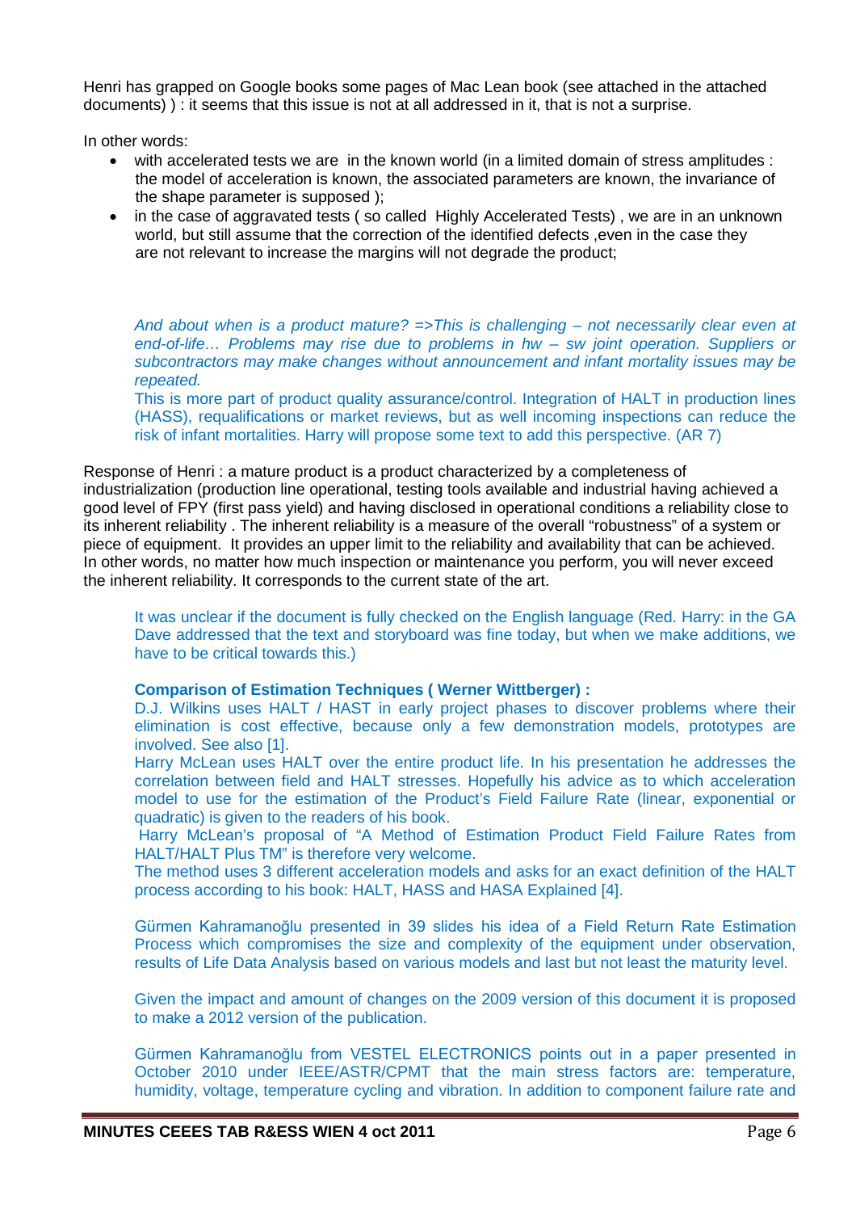Henri has grapped on Google books some pages of Mac Lean book (see attached in the attached documents) ) : it seems that this issue is not at all addressed in it, that is not a surprise.

In other words:

- with accelerated tests we are in the known world (in a limited domain of stress amplitudes : the model of acceleration is known, the associated parameters are known, the invariance of the shape parameter is supposed );
- in the case of aggravated tests ( so called Highly Accelerated Tests) , we are in an unknown world, but still assume that the correction of the identified defects ,even in the case they are not relevant to increase the margins will not degrade the product;

*And about when is a product mature? =>This is challenging – not necessarily clear even at end-of-life… Problems may rise due to problems in hw – sw joint operation. Suppliers or subcontractors may make changes without announcement and infant mortality issues may be repeated.*

This is more part of product quality assurance/control. Integration of HALT in production lines (HASS), requalifications or market reviews, but as well incoming inspections can reduce the risk of infant mortalities. Harry will propose some text to add this perspective. (AR 7)

Response of Henri : a mature product is a product characterized by a completeness of industrialization (production line operational, testing tools available and industrial having achieved a good level of FPY (first pass yield) and having disclosed in operational conditions a reliability close to its inherent reliability . The inherent reliability is a measure of the overall "robustness" of a system or piece of equipment. It provides an upper limit to the reliability and availability that can be achieved. In other words, no matter how much inspection or maintenance you perform, you will never exceed the inherent reliability. It corresponds to the current state of the art.

It was unclear if the document is fully checked on the English language (Red. Harry: in the GA Dave addressed that the text and storyboard was fine today, but when we make additions, we have to be critical towards this.)

**Comparison of Estimation Techniques ( Werner Wittberger) :**

D.J. Wilkins uses HALT / HAST in early project phases to discover problems where their elimination is cost effective, because only a few demonstration models, prototypes are involved. See also [1].

Harry McLean uses HALT over the entire product life. In his presentation he addresses the correlation between field and HALT stresses. Hopefully his advice as to which acceleration model to use for the estimation of the Product's Field Failure Rate (linear, exponential or quadratic) is given to the readers of his book.

Harry McLean's proposal of "A Method of Estimation Product Field Failure Rates from HALT/HALT Plus TM" is therefore very welcome.

The method uses 3 different acceleration models and asks for an exact definition of the HALT process according to his book: HALT, HASS and HASA Explained [4].

Gürmen Kahramanoğlu presented in 39 slides his idea of a Field Return Rate Estimation Process which compromises the size and complexity of the equipment under observation, results of Life Data Analysis based on various models and last but not least the maturity level.

Given the impact and amount of changes on the 2009 version of this document it is proposed to make a 2012 version of the publication.

Gürmen Kahramanoğlu from VESTEL ELECTRONICS points out in a paper presented in October 2010 under IEEE/ASTR/CPMT that the main stress factors are: temperature, humidity, voltage, temperature cycling and vibration. In addition to component failure rate and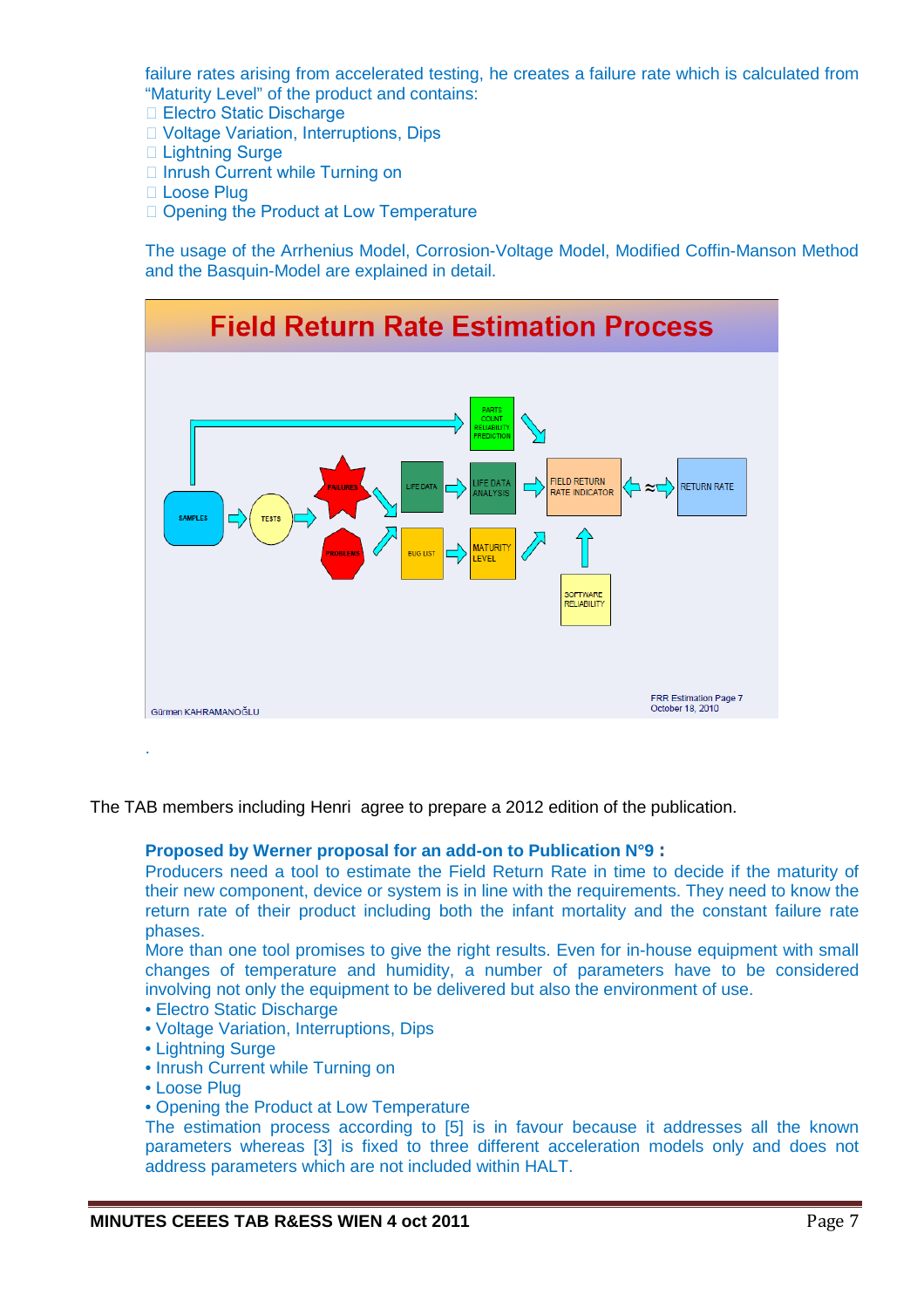failure rates arising from accelerated testing, he creates a failure rate which is calculated from "Maturity Level" of the product and contains:

- Electro Static Discharge
- Voltage Variation, Interruptions, Dips
- Lightning Surge
- Inrush Current while Turning on
- Loose Plug
- Opening the Product at Low Temperature

The usage of the Arrhenius Model, Corrosion-Voltage Model, Modified Coffin-Manson Method and the Basquin-Model are explained in detail.

The TAB members including Henri agree to prepare a 2012 edition of the publication.

**Proposed by Werner proposal for an add-on to Publication N°9 :**

Producers need a tool to estimate the Field Return Rate in time to decide if the maturity of their new component, device or system is in line with the requirements. They need to know the return rate of their product including both the infant mortality and the constant failure rate phases.

More than one tool promises to give the right results. Even for in-house equipment with small changes of temperature and humidity, a number of parameters have to be considered involving not only the equipment to be delivered but also the environment of use.

- Electro Static Discharge
- Voltage Variation, Interruptions, Dips
- Lightning Surge
- Inrush Current while Turning on
- Loose Plug
- Opening the Product at Low Temperature

The estimation process according to [5] is in favour because it addresses all the known parameters whereas [3] is fixed to three different acceleration models only and does not address parameters which are not included within HALT.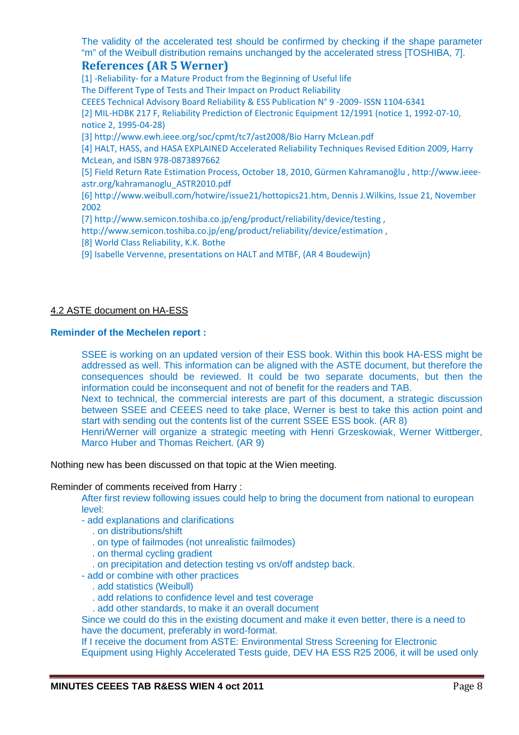The validity of the accelerated test should be confirmed by checking if the shape parameter "m" of the Weibull distribution remains unchanged by the accelerated stress [TOSHIBA, 7].

## References (AR 5 Werner)

[1] -Reliability- for a Mature Product from the Beginning of Useful life
The Different Type of Tests and Their Impact on Product Reliability
CEEES Technical Advisory Board Reliability & ESS Publication N° 9 -2009- ISSN 1104-6341

[2] MIL-HDBK 217 F, Reliability Prediction of Electronic Equipment 12/1991 (notice 1, 1992-07-10, notice 2, 1995-04-28)

[3] http://www.ewh.ieee.org/soc/cpmt/tc7/ast2008/Bio Harry McLean.pdf

[4] HALT, HASS, and HASA EXPLAINED Accelerated Reliability Techniques Revised Edition 2009, Harry McLean, and ISBN 978-0873897662

[5] Field Return Rate Estimation Process, October 18, 2010, Gürmen Kahramanoğlu , http://www.ieee-astr.org/kahramanoglu_ASTR2010.pdf

[6] http://www.weibull.com/hotwire/issue21/hottopics21.htm, Dennis J.Wilkins, Issue 21, November 2002

[7] http://www.semicon.toshiba.co.jp/eng/product/reliability/device/testing ,
http://www.semicon.toshiba.co.jp/eng/product/reliability/device/estimation ,

[8] World Class Reliability, K.K. Bothe

[9] Isabelle Vervenne, presentations on HALT and MTBF, (AR 4 Boudewijn)

4.2 ASTE document on HA-ESS

**Reminder of the Mechelen report :**

SSEE is working on an updated version of their ESS book. Within this book HA-ESS might be addressed as well. This information can be aligned with the ASTE document, but therefore the consequences should be reviewed. It could be two separate documents, but then the information could be inconsequent and not of benefit for the readers and TAB.
Next to technical, the commercial interests are part of this document, a strategic discussion between SSEE and CEEES need to take place, Werner is best to take this action point and start with sending out the contents list of the current SSEE ESS book. (AR 8)
Henri/Werner will organize a strategic meeting with Henri Grzeskowiak, Werner Wittberger, Marco Huber and Thomas Reichert. (AR 9)

Nothing new has been discussed on that topic at the Wien meeting.

Reminder of comments received from Harry :

After first review following issues could help to bring the document from national to european level:

- add explanations and clarifications
  - . on distributions/shift
  - . on type of failmodes (not unrealistic failmodes)
  - . on thermal cycling gradient
  - . on precipitation and detection testing vs on/off andstep back.
- add or combine with other practices
  - . add statistics (Weibull)
  - . add relations to confidence level and test coverage
  - . add other standards, to make it an overall document

Since we could do this in the existing document and make it even better, there is a need to have the document, preferably in word-format.
If I receive the document from ASTE: Environmental Stress Screening for Electronic Equipment using Highly Accelerated Tests guide, DEV HA ESS R25 2006, it will be used only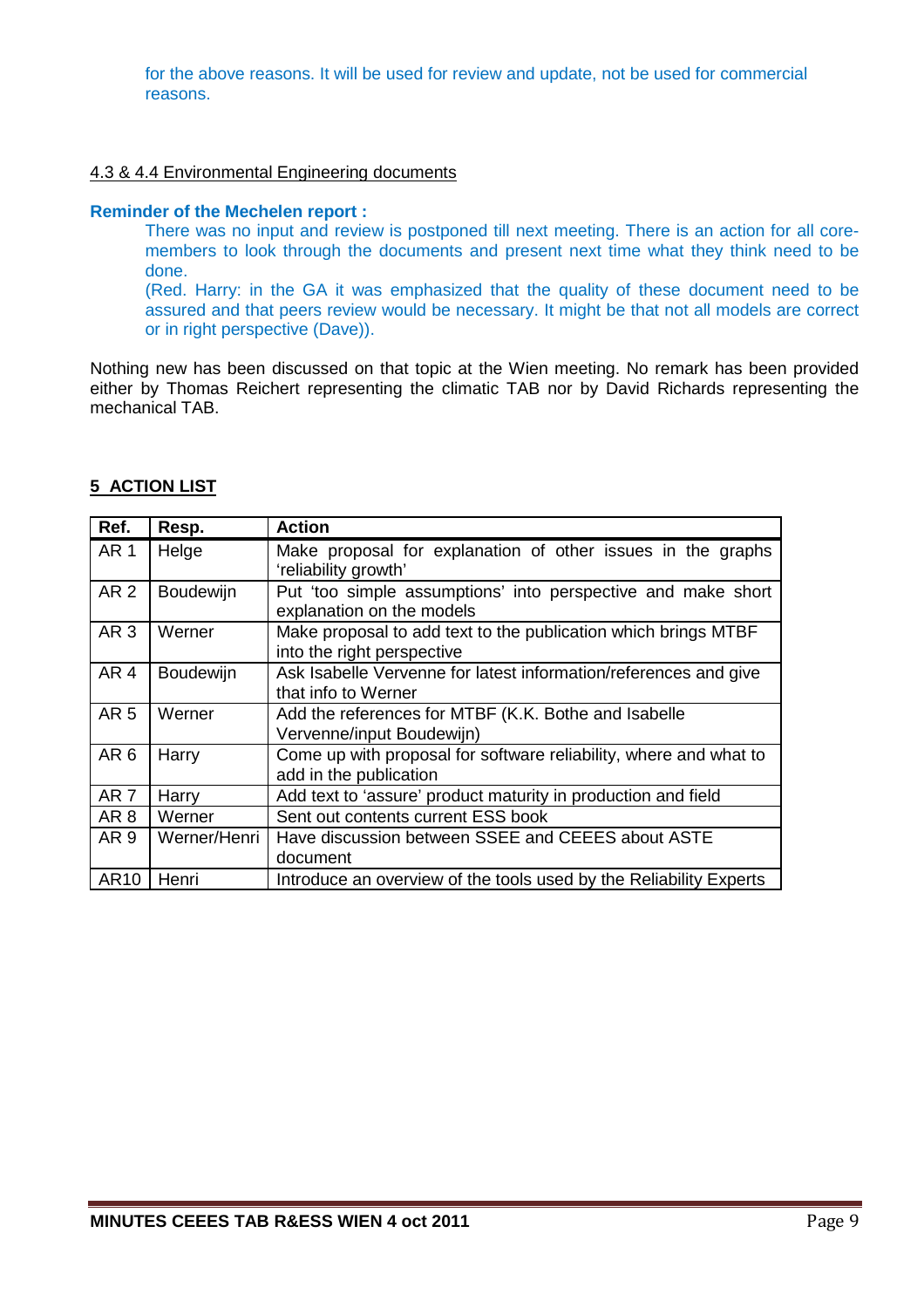for the above reasons. It will be used for review and update, not be used for commercial reasons.

4.3 & 4.4 Environmental Engineering documents

**Reminder of the Mechelen report :**

There was no input and review is postponed till next meeting. There is an action for all core-members to look through the documents and present next time what they think need to be done.

(Red. Harry: in the GA it was emphasized that the quality of these document need to be assured and that peers review would be necessary. It might be that not all models are correct or in right perspective (Dave)).

Nothing new has been discussed on that topic at the Wien meeting. No remark has been provided either by Thomas Reichert representing the climatic TAB nor by David Richards representing the mechanical TAB.

## 5 ACTION LIST

| Ref. | Resp. | Action |
|---|---|---|
| AR 1 | Helge | Make proposal for explanation of other issues in the graphs 'reliability growth' |
| AR 2 | Boudewijn | Put 'too simple assumptions' into perspective and make short explanation on the models |
| AR 3 | Werner | Make proposal to add text to the publication which brings MTBF into the right perspective |
| AR 4 | Boudewijn | Ask Isabelle Vervenne for latest information/references and give that info to Werner |
| AR 5 | Werner | Add the references for MTBF (K.K. Bothe and Isabelle Vervenne/input Boudewijn) |
| AR 6 | Harry | Come up with proposal for software reliability, where and what to add in the publication |
| AR 7 | Harry | Add text to 'assure' product maturity in production and field |
| AR 8 | Werner | Sent out contents current ESS book |
| AR 9 | Werner/Henri | Have discussion between SSEE and CEEES about ASTE document |
| AR10 | Henri | Introduce an overview of the tools used by the Reliability Experts |